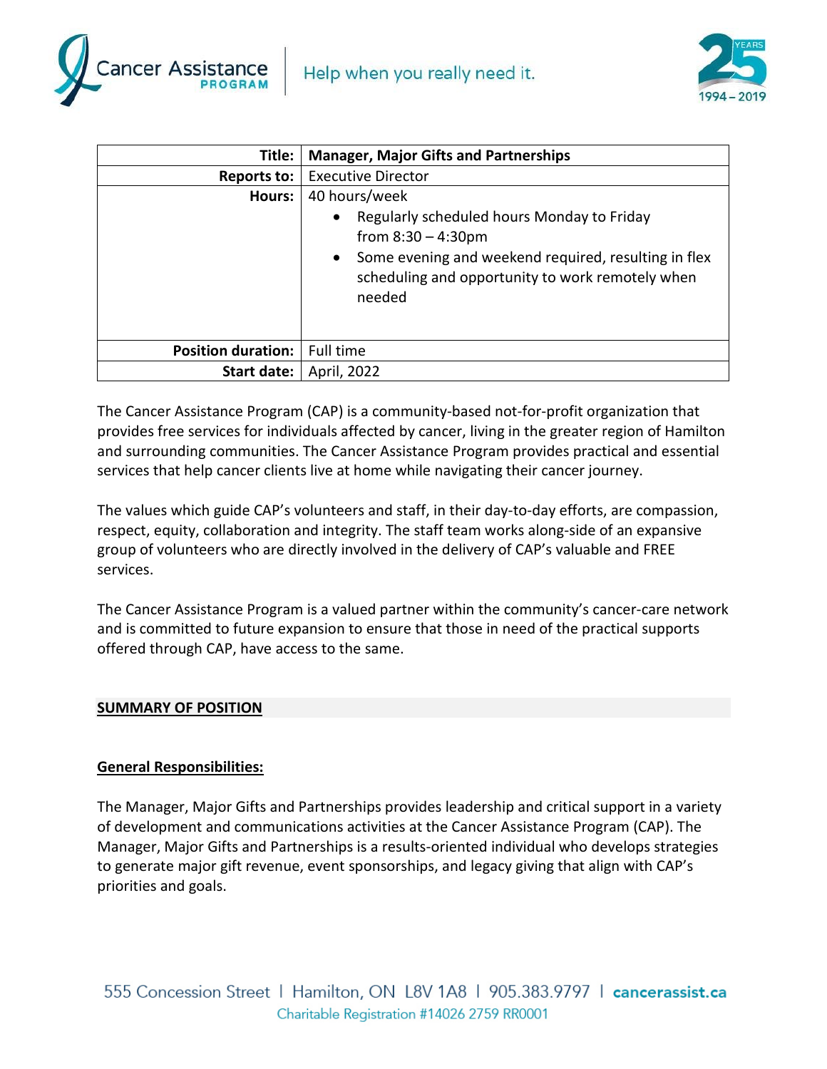Cancer Assistance PROGRAM | Help when you really need it.

| Title: | **Manager, Major Gifts and Partnerships** |
|---|---|
| **Reports to:** | Executive Director |
| **Hours:** | 40 hours/week<br>• Regularly scheduled hours Monday to Friday from 8:30 – 4:30pm<br>• Some evening and weekend required, resulting in flex scheduling and opportunity to work remotely when needed |
| **Position duration:** | Full time |
| **Start date:** | April, 2022 |

The Cancer Assistance Program (CAP) is a community-based not-for-profit organization that provides free services for individuals affected by cancer, living in the greater region of Hamilton and surrounding communities. The Cancer Assistance Program provides practical and essential services that help cancer clients live at home while navigating their cancer journey.

The values which guide CAP's volunteers and staff, in their day-to-day efforts, are compassion, respect, equity, collaboration and integrity. The staff team works along-side of an expansive group of volunteers who are directly involved in the delivery of CAP's valuable and FREE services.

The Cancer Assistance Program is a valued partner within the community's cancer-care network and is committed to future expansion to ensure that those in need of the practical supports offered through CAP, have access to the same.

## SUMMARY OF POSITION

### General Responsibilities:

The Manager, Major Gifts and Partnerships provides leadership and critical support in a variety of development and communications activities at the Cancer Assistance Program (CAP). The Manager, Major Gifts and Partnerships is a results-oriented individual who develops strategies to generate major gift revenue, event sponsorships, and legacy giving that align with CAP's priorities and goals.

555 Concession Street | Hamilton, ON L8V 1A8 | 905.383.9797 | cancerassist.ca
Charitable Registration #14026 2759 RR0001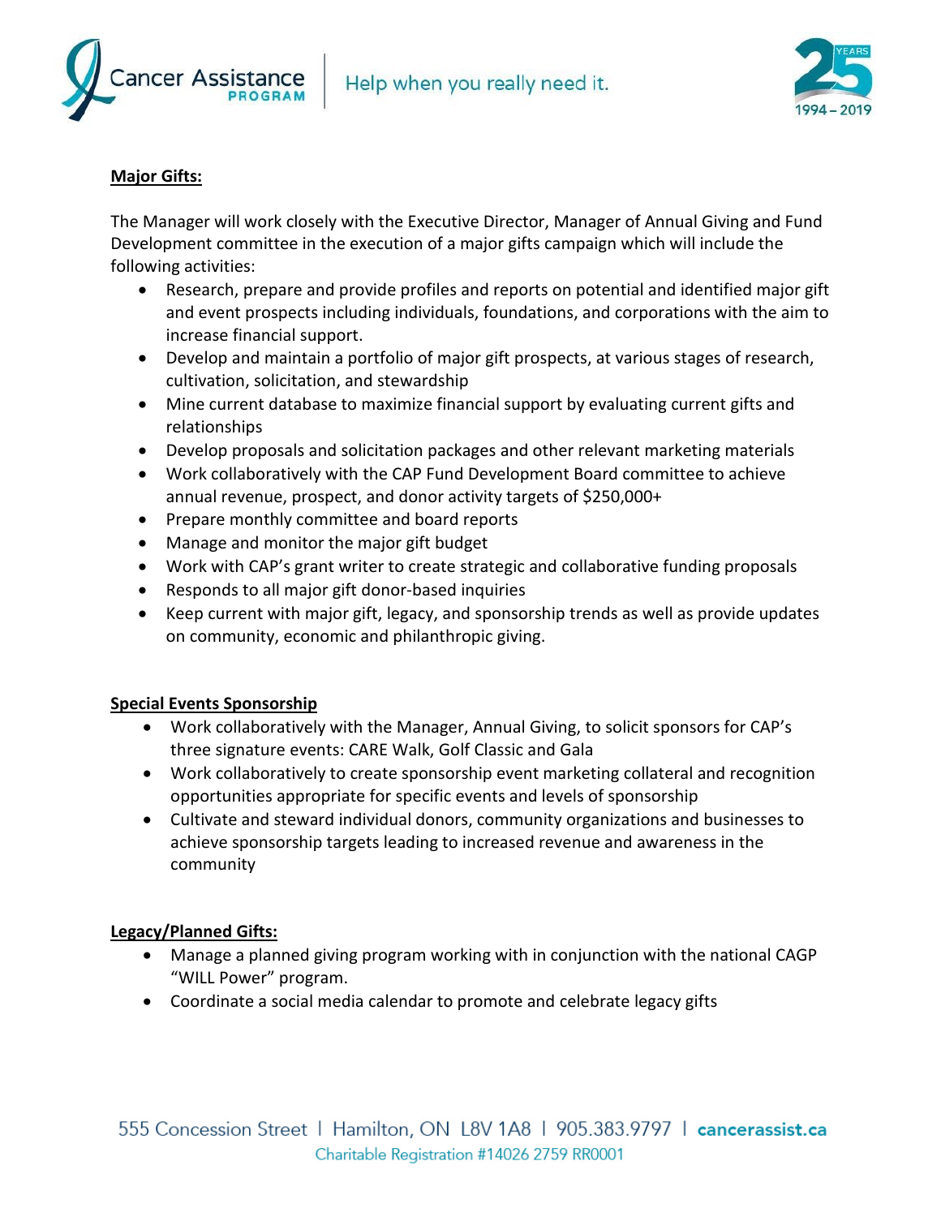**Major Gifts:**

The Manager will work closely with the Executive Director, Manager of Annual Giving and Fund Development committee in the execution of a major gifts campaign which will include the following activities:

- Research, prepare and provide profiles and reports on potential and identified major gift and event prospects including individuals, foundations, and corporations with the aim to increase financial support.
- Develop and maintain a portfolio of major gift prospects, at various stages of research, cultivation, solicitation, and stewardship
- Mine current database to maximize financial support by evaluating current gifts and relationships
- Develop proposals and solicitation packages and other relevant marketing materials
- Work collaboratively with the CAP Fund Development Board committee to achieve annual revenue, prospect, and donor activity targets of $250,000+
- Prepare monthly committee and board reports
- Manage and monitor the major gift budget
- Work with CAP's grant writer to create strategic and collaborative funding proposals
- Responds to all major gift donor-based inquiries
- Keep current with major gift, legacy, and sponsorship trends as well as provide updates on community, economic and philanthropic giving.

**Special Events Sponsorship**

- Work collaboratively with the Manager, Annual Giving, to solicit sponsors for CAP's three signature events: CARE Walk, Golf Classic and Gala
- Work collaboratively to create sponsorship event marketing collateral and recognition opportunities appropriate for specific events and levels of sponsorship
- Cultivate and steward individual donors, community organizations and businesses to achieve sponsorship targets leading to increased revenue and awareness in the community

**Legacy/Planned Gifts:**

- Manage a planned giving program working with in conjunction with the national CAGP "WILL Power" program.
- Coordinate a social media calendar to promote and celebrate legacy gifts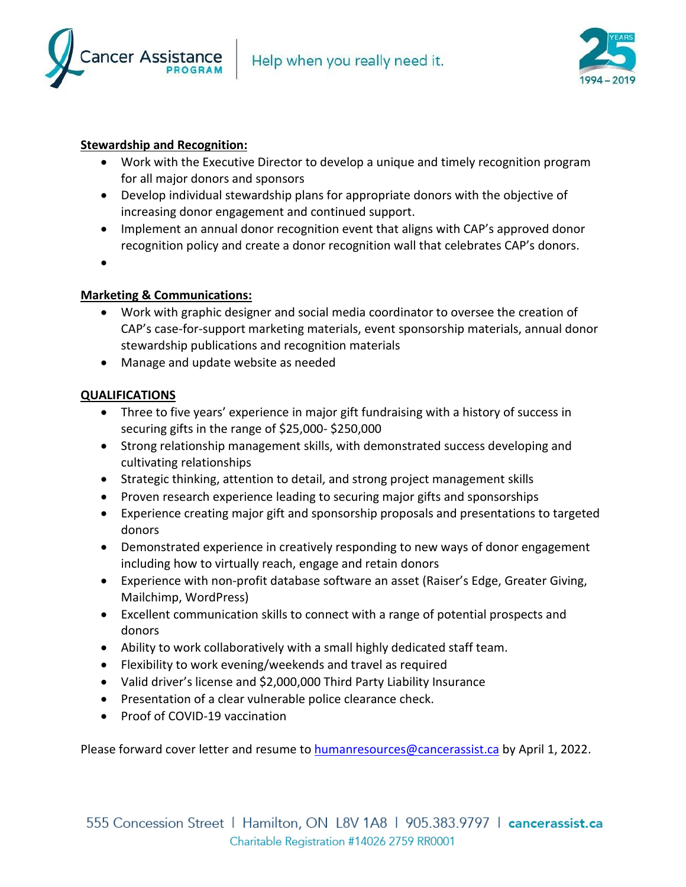**Stewardship and Recognition:**

- Work with the Executive Director to develop a unique and timely recognition program for all major donors and sponsors
- Develop individual stewardship plans for appropriate donors with the objective of increasing donor engagement and continued support.
- Implement an annual donor recognition event that aligns with CAP's approved donor recognition policy and create a donor recognition wall that celebrates CAP's donors.

**Marketing & Communications:**

- Work with graphic designer and social media coordinator to oversee the creation of CAP's case-for-support marketing materials, event sponsorship materials, annual donor stewardship publications and recognition materials
- Manage and update website as needed

**QUALIFICATIONS**

- Three to five years' experience in major gift fundraising with a history of success in securing gifts in the range of $25,000- $250,000
- Strong relationship management skills, with demonstrated success developing and cultivating relationships
- Strategic thinking, attention to detail, and strong project management skills
- Proven research experience leading to securing major gifts and sponsorships
- Experience creating major gift and sponsorship proposals and presentations to targeted donors
- Demonstrated experience in creatively responding to new ways of donor engagement including how to virtually reach, engage and retain donors
- Experience with non-profit database software an asset (Raiser's Edge, Greater Giving, Mailchimp, WordPress)
- Excellent communication skills to connect with a range of potential prospects and donors
- Ability to work collaboratively with a small highly dedicated staff team.
- Flexibility to work evening/weekends and travel as required
- Valid driver's license and $2,000,000 Third Party Liability Insurance
- Presentation of a clear vulnerable police clearance check.
- Proof of COVID-19 vaccination

Please forward cover letter and resume to humanresources@cancerassist.ca by April 1, 2022.